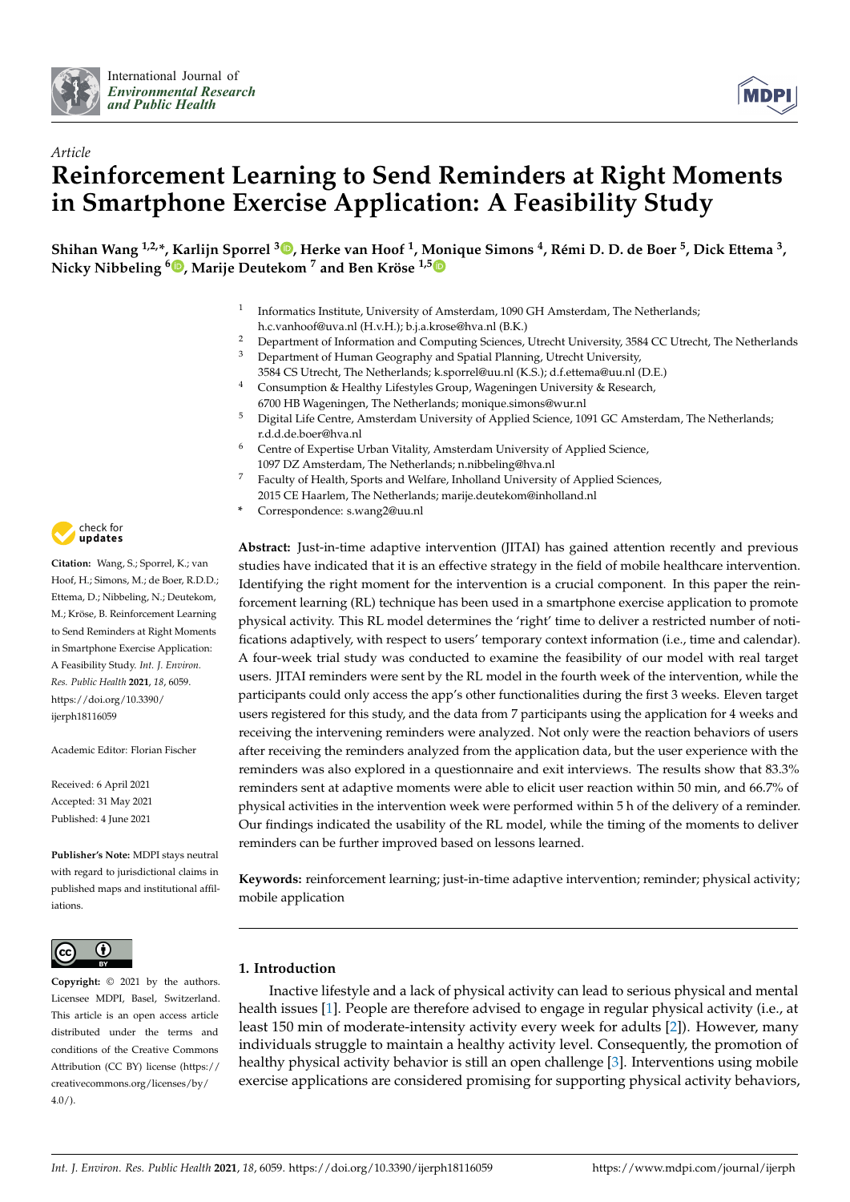Article

# Reinforcement Learning to Send Reminders at Right Moments in Smartphone Exercise Application: A Feasibility Study

**Shihan Wang [1,2,*], Karlijn Sporrel [3], Herke van Hoof [1], Monique Simons [4], Rémi D. D. de Boer [5], Dick Ettema [3], Nicky Nibbeling [6], Marije Deutekom [7] and Ben Kröse [1,5]**

1. Informatics Institute, University of Amsterdam, 1090 GH Amsterdam, The Netherlands; h.c.vanhoof@uva.nl (H.v.H.); b.j.a.krose@hva.nl (B.K.)
2. Department of Information and Computing Sciences, Utrecht University, 3584 CC Utrecht, The Netherlands
3. Department of Human Geography and Spatial Planning, Utrecht University, 3584 CS Utrecht, The Netherlands; k.sporrel@uu.nl (K.S.); d.f.ettema@uu.nl (D.E.)
4. Consumption & Healthy Lifestyles Group, Wageningen University & Research, 6700 HB Wageningen, The Netherlands; monique.simons@wur.nl
5. Digital Life Centre, Amsterdam University of Applied Science, 1091 GC Amsterdam, The Netherlands; r.d.d.de.boer@hva.nl
6. Centre of Expertise Urban Vitality, Amsterdam University of Applied Science, 1097 DZ Amsterdam, The Netherlands; n.nibbeling@hva.nl
7. Faculty of Health, Sports and Welfare, Inholland University of Applied Sciences, 2015 CE Haarlem, The Netherlands; marije.deutekom@inholland.nl

\* Correspondence: s.wang2@uu.nl

**Citation:** Wang, S.; Sporrel, K.; van Hoof, H.; Simons, M.; de Boer, R.D.D.; Ettema, D.; Nibbeling, N.; Deutekom, M.; Kröse, B. Reinforcement Learning to Send Reminders at Right Moments in Smartphone Exercise Application: A Feasibility Study. *Int. J. Environ. Res. Public Health* **2021**, *18*, 6059. https://doi.org/10.3390/ijerph18116059

Academic Editor: Florian Fischer

Received: 6 April 2021
Accepted: 31 May 2021
Published: 4 June 2021

**Publisher's Note:** MDPI stays neutral with regard to jurisdictional claims in published maps and institutional affiliations.

**Copyright:** © 2021 by the authors. Licensee MDPI, Basel, Switzerland. This article is an open access article distributed under the terms and conditions of the Creative Commons Attribution (CC BY) license (https://creativecommons.org/licenses/by/4.0/).

**Abstract:** Just-in-time adaptive intervention (JITAI) has gained attention recently and previous studies have indicated that it is an effective strategy in the field of mobile healthcare intervention. Identifying the right moment for the intervention is a crucial component. In this paper the reinforcement learning (RL) technique has been used in a smartphone exercise application to promote physical activity. This RL model determines the 'right' time to deliver a restricted number of notifications adaptively, with respect to users' temporary context information (i.e., time and calendar). A four-week trial study was conducted to examine the feasibility of our model with real target users. JITAI reminders were sent by the RL model in the fourth week of the intervention, while the participants could only access the app's other functionalities during the first 3 weeks. Eleven target users registered for this study, and the data from 7 participants using the application for 4 weeks and receiving the intervening reminders were analyzed. Not only were the reaction behaviors of users after receiving the reminders analyzed from the application data, but the user experience with the reminders was also explored in a questionnaire and exit interviews. The results show that 83.3% reminders sent at adaptive moments were able to elicit user reaction within 50 min, and 66.7% of physical activities in the intervention week were performed within 5 h of the delivery of a reminder. Our findings indicated the usability of the RL model, while the timing of the moments to deliver reminders can be further improved based on lessons learned.

**Keywords:** reinforcement learning; just-in-time adaptive intervention; reminder; physical activity; mobile application

## 1. Introduction

Inactive lifestyle and a lack of physical activity can lead to serious physical and mental health issues [1]. People are therefore advised to engage in regular physical activity (i.e., at least 150 min of moderate-intensity activity every week for adults [2]). However, many individuals struggle to maintain a healthy activity level. Consequently, the promotion of healthy physical activity behavior is still an open challenge [3]. Interventions using mobile exercise applications are considered promising for supporting physical activity behaviors,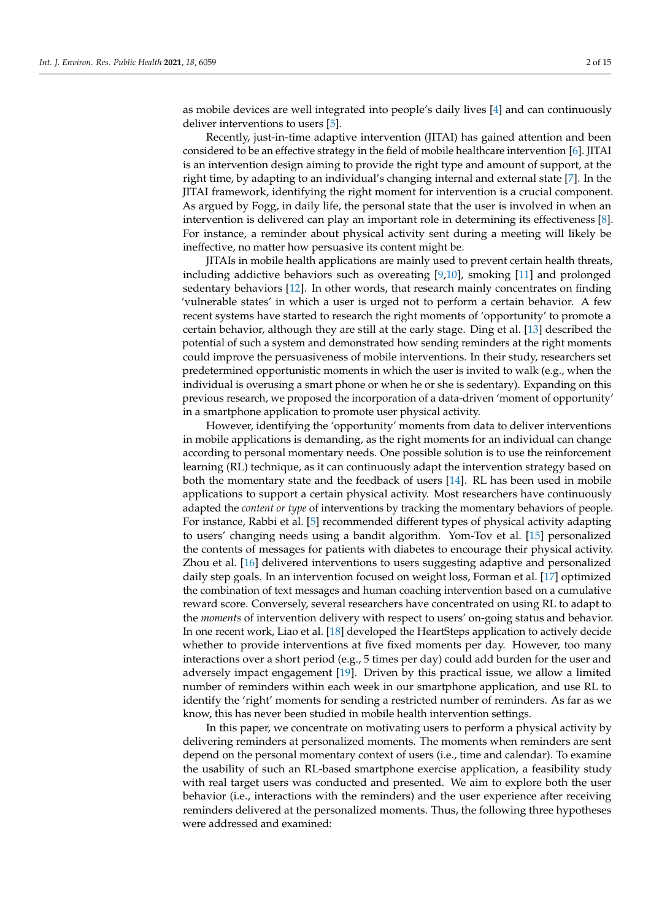as mobile devices are well integrated into people's daily lives [4] and can continuously deliver interventions to users [5].

Recently, just-in-time adaptive intervention (JITAI) has gained attention and been considered to be an effective strategy in the field of mobile healthcare intervention [6]. JITAI is an intervention design aiming to provide the right type and amount of support, at the right time, by adapting to an individual's changing internal and external state [7]. In the JITAI framework, identifying the right moment for intervention is a crucial component. As argued by Fogg, in daily life, the personal state that the user is involved in when an intervention is delivered can play an important role in determining its effectiveness [8]. For instance, a reminder about physical activity sent during a meeting will likely be ineffective, no matter how persuasive its content might be.

JITAIs in mobile health applications are mainly used to prevent certain health threats, including addictive behaviors such as overeating [9,10], smoking [11] and prolonged sedentary behaviors [12]. In other words, that research mainly concentrates on finding 'vulnerable states' in which a user is urged not to perform a certain behavior. A few recent systems have started to research the right moments of 'opportunity' to promote a certain behavior, although they are still at the early stage. Ding et al. [13] described the potential of such a system and demonstrated how sending reminders at the right moments could improve the persuasiveness of mobile interventions. In their study, researchers set predetermined opportunistic moments in which the user is invited to walk (e.g., when the individual is overusing a smart phone or when he or she is sedentary). Expanding on this previous research, we proposed the incorporation of a data-driven 'moment of opportunity' in a smartphone application to promote user physical activity.

However, identifying the 'opportunity' moments from data to deliver interventions in mobile applications is demanding, as the right moments for an individual can change according to personal momentary needs. One possible solution is to use the reinforcement learning (RL) technique, as it can continuously adapt the intervention strategy based on both the momentary state and the feedback of users [14]. RL has been used in mobile applications to support a certain physical activity. Most researchers have continuously adapted the *content or type* of interventions by tracking the momentary behaviors of people. For instance, Rabbi et al. [5] recommended different types of physical activity adapting to users' changing needs using a bandit algorithm. Yom-Tov et al. [15] personalized the contents of messages for patients with diabetes to encourage their physical activity. Zhou et al. [16] delivered interventions to users suggesting adaptive and personalized daily step goals. In an intervention focused on weight loss, Forman et al. [17] optimized the combination of text messages and human coaching intervention based on a cumulative reward score. Conversely, several researchers have concentrated on using RL to adapt to the *moments* of intervention delivery with respect to users' on-going status and behavior. In one recent work, Liao et al. [18] developed the HeartSteps application to actively decide whether to provide interventions at five fixed moments per day. However, too many interactions over a short period (e.g., 5 times per day) could add burden for the user and adversely impact engagement [19]. Driven by this practical issue, we allow a limited number of reminders within each week in our smartphone application, and use RL to identify the 'right' moments for sending a restricted number of reminders. As far as we know, this has never been studied in mobile health intervention settings.

In this paper, we concentrate on motivating users to perform a physical activity by delivering reminders at personalized moments. The moments when reminders are sent depend on the personal momentary context of users (i.e., time and calendar). To examine the usability of such an RL-based smartphone exercise application, a feasibility study with real target users was conducted and presented. We aim to explore both the user behavior (i.e., interactions with the reminders) and the user experience after receiving reminders delivered at the personalized moments. Thus, the following three hypotheses were addressed and examined: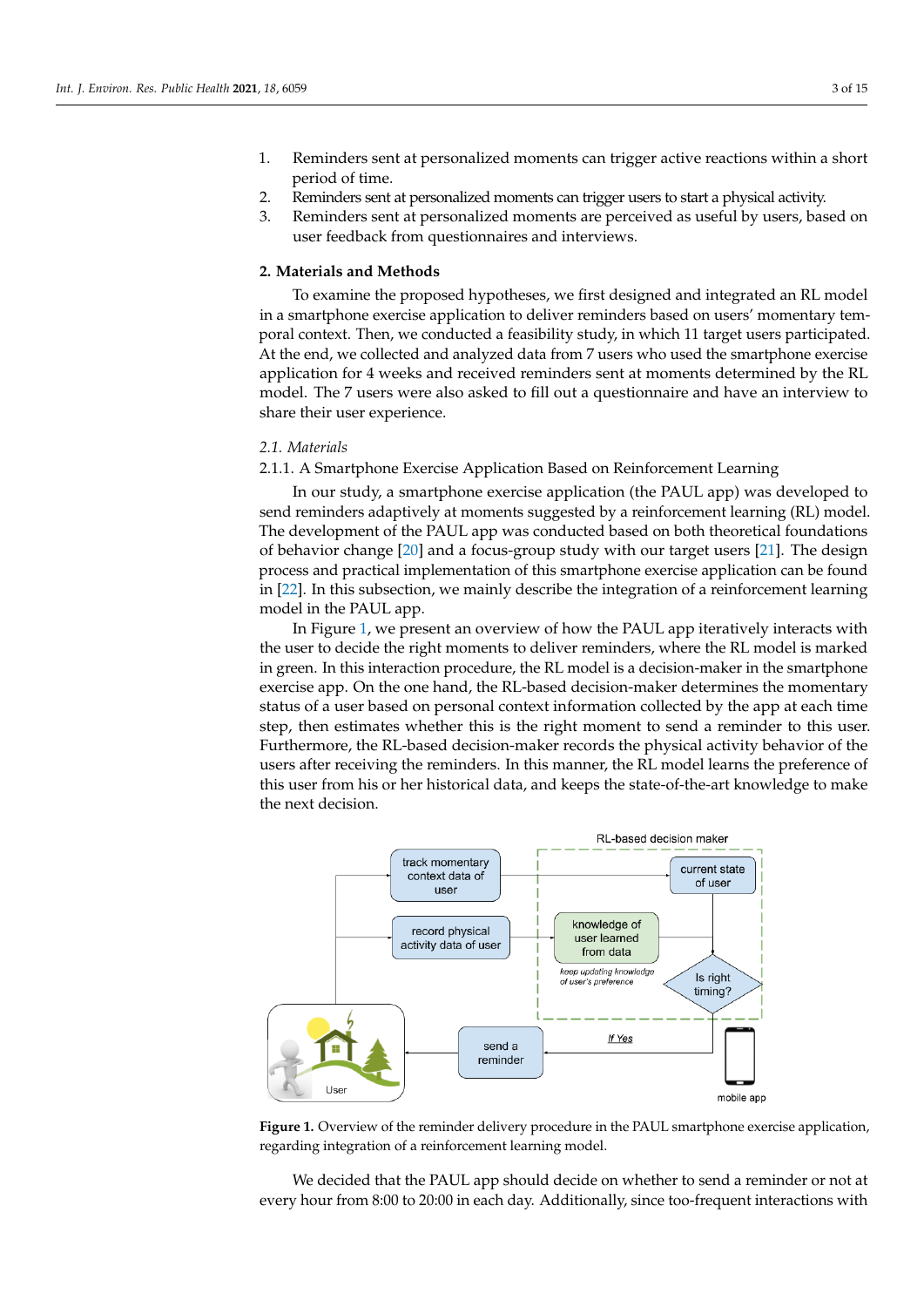1. Reminders sent at personalized moments can trigger active reactions within a short period of time.
2. Reminders sent at personalized moments can trigger users to start a physical activity.
3. Reminders sent at personalized moments are perceived as useful by users, based on user feedback from questionnaires and interviews.

## 2. Materials and Methods

To examine the proposed hypotheses, we first designed and integrated an RL model in a smartphone exercise application to deliver reminders based on users' momentary temporal context. Then, we conducted a feasibility study, in which 11 target users participated. At the end, we collected and analyzed data from 7 users who used the smartphone exercise application for 4 weeks and received reminders sent at moments determined by the RL model. The 7 users were also asked to fill out a questionnaire and have an interview to share their user experience.

### 2.1. Materials

#### 2.1.1. A Smartphone Exercise Application Based on Reinforcement Learning

In our study, a smartphone exercise application (the PAUL app) was developed to send reminders adaptively at moments suggested by a reinforcement learning (RL) model. The development of the PAUL app was conducted based on both theoretical foundations of behavior change [20] and a focus-group study with our target users [21]. The design process and practical implementation of this smartphone exercise application can be found in [22]. In this subsection, we mainly describe the integration of a reinforcement learning model in the PAUL app.

In Figure 1, we present an overview of how the PAUL app iteratively interacts with the user to decide the right moments to deliver reminders, where the RL model is marked in green. In this interaction procedure, the RL model is a decision-maker in the smartphone exercise app. On the one hand, the RL-based decision-maker determines the momentary status of a user based on personal context information collected by the app at each time step, then estimates whether this is the right moment to send a reminder to this user. Furthermore, the RL-based decision-maker records the physical activity behavior of the users after receiving the reminders. In this manner, the RL model learns the preference of this user from his or her historical data, and keeps the state-of-the-art knowledge to make the next decision.

**Figure 1.** Overview of the reminder delivery procedure in the PAUL smartphone exercise application, regarding integration of a reinforcement learning model.

We decided that the PAUL app should decide on whether to send a reminder or not at every hour from 8:00 to 20:00 in each day. Additionally, since too-frequent interactions with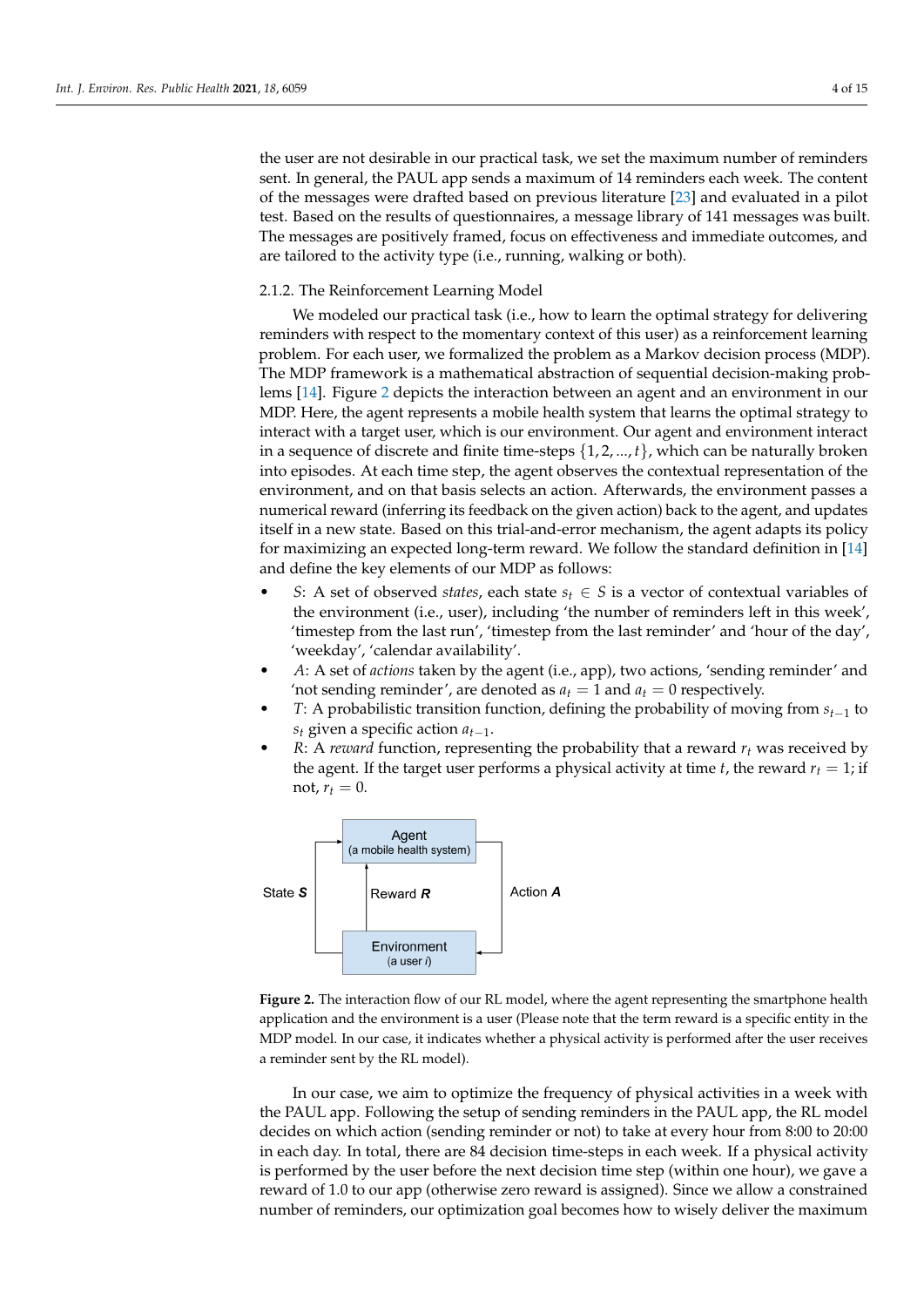the user are not desirable in our practical task, we set the maximum number of reminders sent. In general, the PAUL app sends a maximum of 14 reminders each week. The content of the messages were drafted based on previous literature [23] and evaluated in a pilot test. Based on the results of questionnaires, a message library of 141 messages was built. The messages are positively framed, focus on effectiveness and immediate outcomes, and are tailored to the activity type (i.e., running, walking or both).

#### 2.1.2. The Reinforcement Learning Model

We modeled our practical task (i.e., how to learn the optimal strategy for delivering reminders with respect to the momentary context of this user) as a reinforcement learning problem. For each user, we formalized the problem as a Markov decision process (MDP). The MDP framework is a mathematical abstraction of sequential decision-making problems [14]. Figure 2 depicts the interaction between an agent and an environment in our MDP. Here, the agent represents a mobile health system that learns the optimal strategy to interact with a target user, which is our environment. Our agent and environment interact in a sequence of discrete and finite time-steps $\{1, 2, ..., t\}$, which can be naturally broken into episodes. At each time step, the agent observes the contextual representation of the environment, and on that basis selects an action. Afterwards, the environment passes a numerical reward (inferring its feedback on the given action) back to the agent, and updates itself in a new state. Based on this trial-and-error mechanism, the agent adapts its policy for maximizing an expected long-term reward. We follow the standard definition in [14] and define the key elements of our MDP as follows:

- *S*: A set of observed *states*, each state $s_t \in S$ is a vector of contextual variables of the environment (i.e., user), including 'the number of reminders left in this week', 'timestep from the last run', 'timestep from the last reminder' and 'hour of the day', 'weekday', 'calendar availability'.
- *A*: A set of *actions* taken by the agent (i.e., app), two actions, 'sending reminder' and 'not sending reminder', are denoted as $a_t = 1$ and $a_t = 0$ respectively.
- *T*: A probabilistic transition function, defining the probability of moving from $s_{t-1}$ to $s_t$ given a specific action $a_{t-1}$.
- *R*: A *reward* function, representing the probability that a reward $r_t$ was received by the agent. If the target user performs a physical activity at time $t$, the reward $r_t = 1$; if not, $r_t = 0$.

**Figure 2.** The interaction flow of our RL model, where the agent representing the smartphone health application and the environment is a user (Please note that the term reward is a specific entity in the MDP model. In our case, it indicates whether a physical activity is performed after the user receives a reminder sent by the RL model).

In our case, we aim to optimize the frequency of physical activities in a week with the PAUL app. Following the setup of sending reminders in the PAUL app, the RL model decides on which action (sending reminder or not) to take at every hour from 8:00 to 20:00 in each day. In total, there are 84 decision time-steps in each week. If a physical activity is performed by the user before the next decision time step (within one hour), we gave a reward of 1.0 to our app (otherwise zero reward is assigned). Since we allow a constrained number of reminders, our optimization goal becomes how to wisely deliver the maximum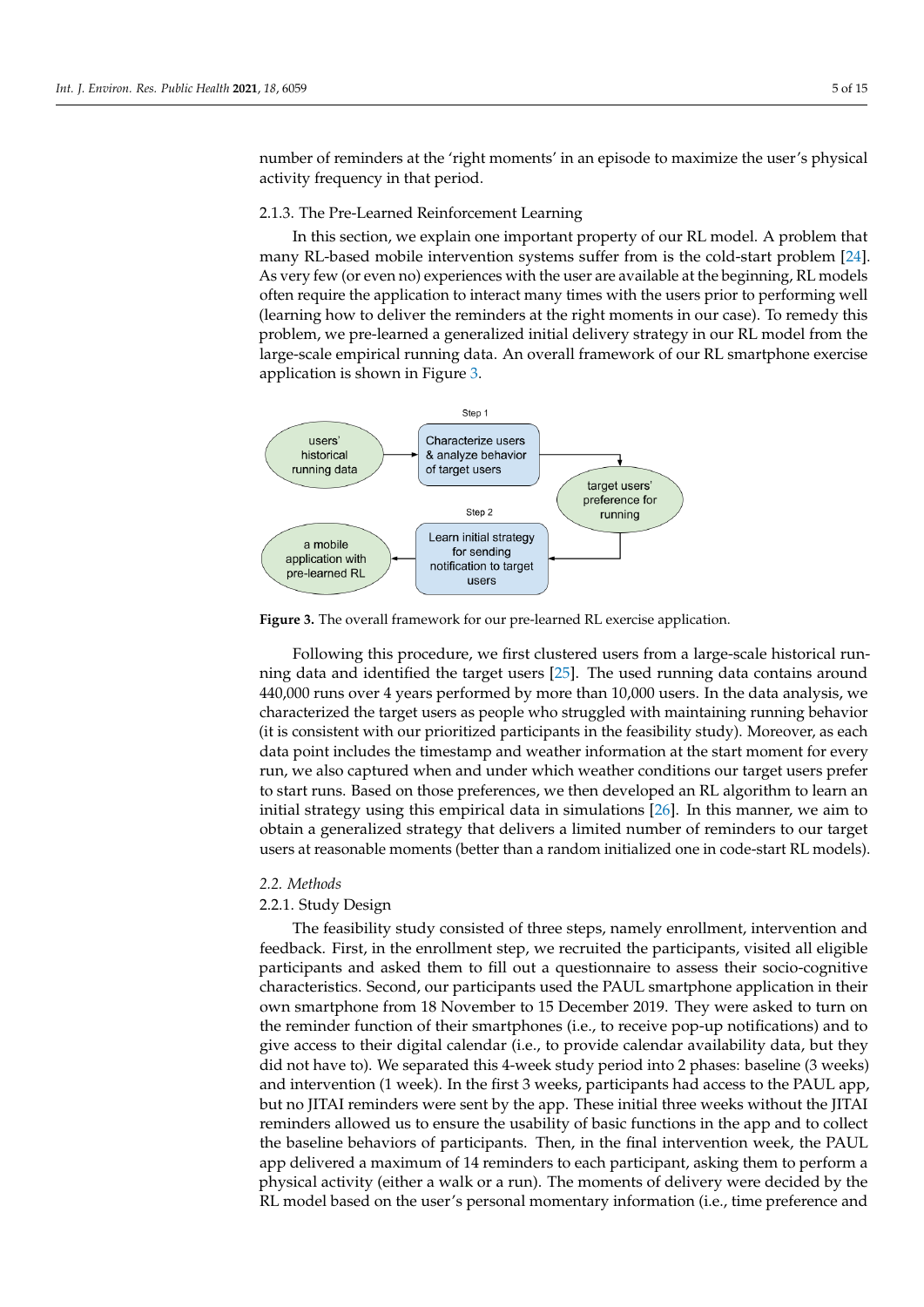number of reminders at the 'right moments' in an episode to maximize the user's physical activity frequency in that period.

#### 2.1.3. The Pre-Learned Reinforcement Learning

In this section, we explain one important property of our RL model. A problem that many RL-based mobile intervention systems suffer from is the cold-start problem [24]. As very few (or even no) experiences with the user are available at the beginning, RL models often require the application to interact many times with the users prior to performing well (learning how to deliver the reminders at the right moments in our case). To remedy this problem, we pre-learned a generalized initial delivery strategy in our RL model from the large-scale empirical running data. An overall framework of our RL smartphone exercise application is shown in Figure 3.

**Figure 3.** The overall framework for our pre-learned RL exercise application.

Following this procedure, we first clustered users from a large-scale historical running data and identified the target users [25]. The used running data contains around 440,000 runs over 4 years performed by more than 10,000 users. In the data analysis, we characterized the target users as people who struggled with maintaining running behavior (it is consistent with our prioritized participants in the feasibility study). Moreover, as each data point includes the timestamp and weather information at the start moment for every run, we also captured when and under which weather conditions our target users prefer to start runs. Based on those preferences, we then developed an RL algorithm to learn an initial strategy using this empirical data in simulations [26]. In this manner, we aim to obtain a generalized strategy that delivers a limited number of reminders to our target users at reasonable moments (better than a random initialized one in code-start RL models).

### *2.2. Methods*

#### 2.2.1. Study Design

The feasibility study consisted of three steps, namely enrollment, intervention and feedback. First, in the enrollment step, we recruited the participants, visited all eligible participants and asked them to fill out a questionnaire to assess their socio-cognitive characteristics. Second, our participants used the PAUL smartphone application in their own smartphone from 18 November to 15 December 2019. They were asked to turn on the reminder function of their smartphones (i.e., to receive pop-up notifications) and to give access to their digital calendar (i.e., to provide calendar availability data, but they did not have to). We separated this 4-week study period into 2 phases: baseline (3 weeks) and intervention (1 week). In the first 3 weeks, participants had access to the PAUL app, but no JITAI reminders were sent by the app. These initial three weeks without the JITAI reminders allowed us to ensure the usability of basic functions in the app and to collect the baseline behaviors of participants. Then, in the final intervention week, the PAUL app delivered a maximum of 14 reminders to each participant, asking them to perform a physical activity (either a walk or a run). The moments of delivery were decided by the RL model based on the user's personal momentary information (i.e., time preference and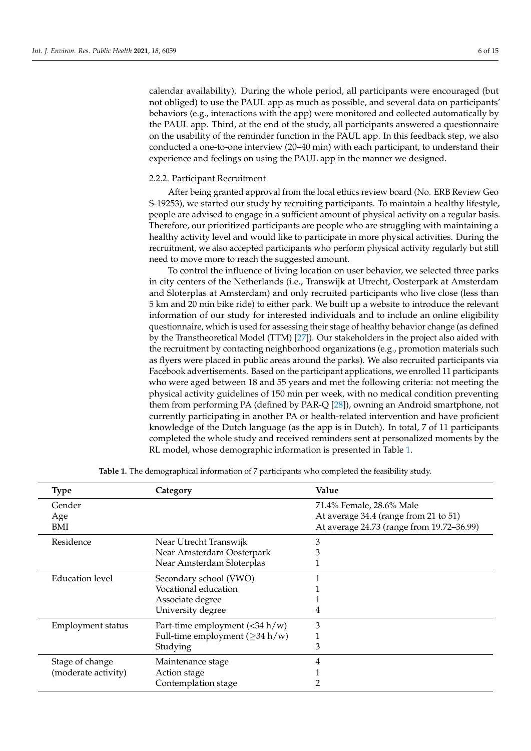calendar availability). During the whole period, all participants were encouraged (but not obliged) to use the PAUL app as much as possible, and several data on participants' behaviors (e.g., interactions with the app) were monitored and collected automatically by the PAUL app. Third, at the end of the study, all participants answered a questionnaire on the usability of the reminder function in the PAUL app. In this feedback step, we also conducted a one-to-one interview (20–40 min) with each participant, to understand their experience and feelings on using the PAUL app in the manner we designed.

### 2.2.2. Participant Recruitment

After being granted approval from the local ethics review board (No. ERB Review Geo S-19253), we started our study by recruiting participants. To maintain a healthy lifestyle, people are advised to engage in a sufficient amount of physical activity on a regular basis. Therefore, our prioritized participants are people who are struggling with maintaining a healthy activity level and would like to participate in more physical activities. During the recruitment, we also accepted participants who perform physical activity regularly but still need to move more to reach the suggested amount.

To control the influence of living location on user behavior, we selected three parks in city centers of the Netherlands (i.e., Transwijk at Utrecht, Oosterpark at Amsterdam and Sloterplas at Amsterdam) and only recruited participants who live close (less than 5 km and 20 min bike ride) to either park. We built up a website to introduce the relevant information of our study for interested individuals and to include an online eligibility questionnaire, which is used for assessing their stage of healthy behavior change (as defined by the Transtheoretical Model (TTM) [27]). Our stakeholders in the project also aided with the recruitment by contacting neighborhood organizations (e.g., promotion materials such as flyers were placed in public areas around the parks). We also recruited participants via Facebook advertisements. Based on the participant applications, we enrolled 11 participants who were aged between 18 and 55 years and met the following criteria: not meeting the physical activity guidelines of 150 min per week, with no medical condition preventing them from performing PA (defined by PAR-Q [28]), owning an Android smartphone, not currently participating in another PA or health-related intervention and have proficient knowledge of the Dutch language (as the app is in Dutch). In total, 7 of 11 participants completed the whole study and received reminders sent at personalized moments by the RL model, whose demographic information is presented in Table 1.

**Table 1.** The demographical information of 7 participants who completed the feasibility study.

| Type | Category | Value |
|---|---|---|
| Gender | | 71.4% Female, 28.6% Male |
| Age | | At average 34.4 (range from 21 to 51) |
| BMI | | At average 24.73 (range from 19.72–36.99) |
| Residence | Near Utrecht Transwijk | 3 |
| | Near Amsterdam Oosterpark | 3 |
| | Near Amsterdam Sloterplas | 1 |
| Education level | Secondary school (VWO) | 1 |
| | Vocational education | 1 |
| | Associate degree | 1 |
| | University degree | 4 |
| Employment status | Part-time employment (<34 h/w) | 3 |
| | Full-time employment (≥34 h/w) | 1 |
| | Studying | 3 |
| Stage of change (moderate activity) | Maintenance stage | 4 |
| | Action stage | 1 |
| | Contemplation stage | 2 |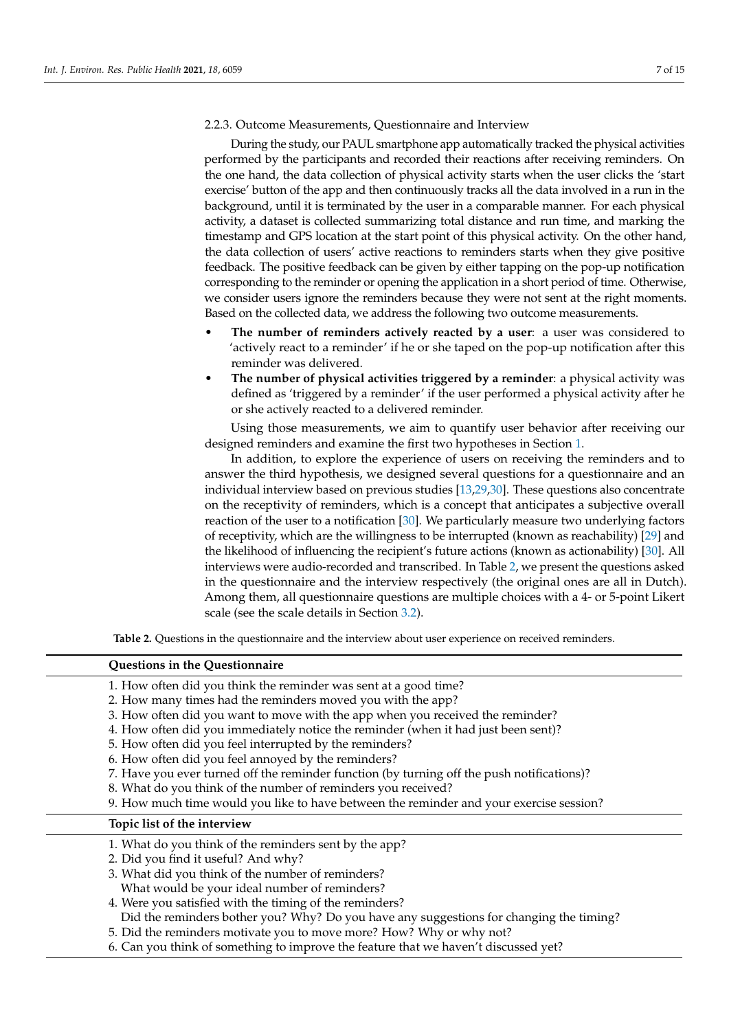### 2.2.3. Outcome Measurements, Questionnaire and Interview

During the study, our PAUL smartphone app automatically tracked the physical activities performed by the participants and recorded their reactions after receiving reminders. On the one hand, the data collection of physical activity starts when the user clicks the 'start exercise' button of the app and then continuously tracks all the data involved in a run in the background, until it is terminated by the user in a comparable manner. For each physical activity, a dataset is collected summarizing total distance and run time, and marking the timestamp and GPS location at the start point of this physical activity. On the other hand, the data collection of users' active reactions to reminders starts when they give positive feedback. The positive feedback can be given by either tapping on the pop-up notification corresponding to the reminder or opening the application in a short period of time. Otherwise, we consider users ignore the reminders because they were not sent at the right moments. Based on the collected data, we address the following two outcome measurements.

- **The number of reminders actively reacted by a user**: a user was considered to 'actively react to a reminder' if he or she taped on the pop-up notification after this reminder was delivered.
- **The number of physical activities triggered by a reminder**: a physical activity was defined as 'triggered by a reminder' if the user performed a physical activity after he or she actively reacted to a delivered reminder.

Using those measurements, we aim to quantify user behavior after receiving our designed reminders and examine the first two hypotheses in Section 1.

In addition, to explore the experience of users on receiving the reminders and to answer the third hypothesis, we designed several questions for a questionnaire and an individual interview based on previous studies [13,29,30]. These questions also concentrate on the receptivity of reminders, which is a concept that anticipates a subjective overall reaction of the user to a notification [30]. We particularly measure two underlying factors of receptivity, which are the willingness to be interrupted (known as reachability) [29] and the likelihood of influencing the recipient's future actions (known as actionability) [30]. All interviews were audio-recorded and transcribed. In Table 2, we present the questions asked in the questionnaire and the interview respectively (the original ones are all in Dutch). Among them, all questionnaire questions are multiple choices with a 4- or 5-point Likert scale (see the scale details in Section 3.2).

**Table 2.** Questions in the questionnaire and the interview about user experience on received reminders.

| **Questions in the Questionnaire** |
| --- |
| 1. How often did you think the reminder was sent at a good time? |
| 2. How many times had the reminders moved you with the app? |
| 3. How often did you want to move with the app when you received the reminder? |
| 4. How often did you immediately notice the reminder (when it had just been sent)? |
| 5. How often did you feel interrupted by the reminders? |
| 6. How often did you feel annoyed by the reminders? |
| 7. Have you ever turned off the reminder function (by turning off the push notifications)? |
| 8. What do you think of the number of reminders you received? |
| 9. How much time would you like to have between the reminder and your exercise session? |
| **Topic list of the interview** |
| 1. What do you think of the reminders sent by the app? |
| 2. Did you find it useful? And why? |
| 3. What did you think of the number of reminders? What would be your ideal number of reminders? |
| 4. Were you satisfied with the timing of the reminders? Did the reminders bother you? Why? Do you have any suggestions for changing the timing? |
| 5. Did the reminders motivate you to move more? How? Why or why not? |
| 6. Can you think of something to improve the feature that we haven't discussed yet? |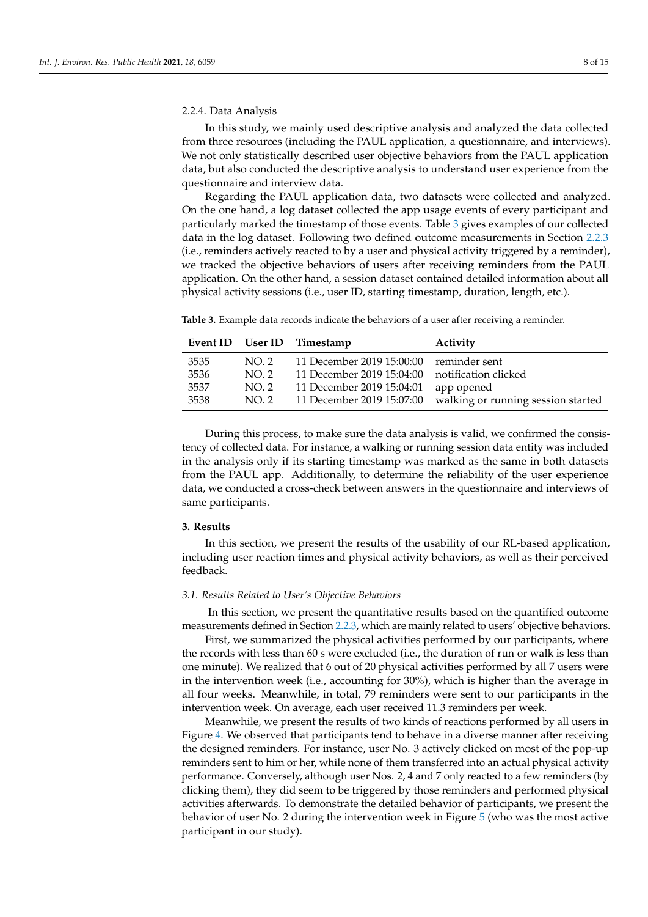#### 2.2.4. Data Analysis

In this study, we mainly used descriptive analysis and analyzed the data collected from three resources (including the PAUL application, a questionnaire, and interviews). We not only statistically described user objective behaviors from the PAUL application data, but also conducted the descriptive analysis to understand user experience from the questionnaire and interview data.

Regarding the PAUL application data, two datasets were collected and analyzed. On the one hand, a log dataset collected the app usage events of every participant and particularly marked the timestamp of those events. Table 3 gives examples of our collected data in the log dataset. Following two defined outcome measurements in Section 2.2.3 (i.e., reminders actively reacted to by a user and physical activity triggered by a reminder), we tracked the objective behaviors of users after receiving reminders from the PAUL application. On the other hand, a session dataset contained detailed information about all physical activity sessions (i.e., user ID, starting timestamp, duration, length, etc.).

**Table 3.** Example data records indicate the behaviors of a user after receiving a reminder.

| Event ID | User ID | Timestamp | Activity |
|---|---|---|---|
| 3535 | NO. 2 | 11 December 2019 15:00:00 | reminder sent |
| 3536 | NO. 2 | 11 December 2019 15:04:00 | notification clicked |
| 3537 | NO. 2 | 11 December 2019 15:04:01 | app opened |
| 3538 | NO. 2 | 11 December 2019 15:07:00 | walking or running session started |

During this process, to make sure the data analysis is valid, we confirmed the consistency of collected data. For instance, a walking or running session data entity was included in the analysis only if its starting timestamp was marked as the same in both datasets from the PAUL app. Additionally, to determine the reliability of the user experience data, we conducted a cross-check between answers in the questionnaire and interviews of same participants.

## 3. Results

In this section, we present the results of the usability of our RL-based application, including user reaction times and physical activity behaviors, as well as their perceived feedback.

### *3.1. Results Related to User's Objective Behaviors*

In this section, we present the quantitative results based on the quantified outcome measurements defined in Section 2.2.3, which are mainly related to users' objective behaviors.

First, we summarized the physical activities performed by our participants, where the records with less than 60 s were excluded (i.e., the duration of run or walk is less than one minute). We realized that 6 out of 20 physical activities performed by all 7 users were in the intervention week (i.e., accounting for 30%), which is higher than the average in all four weeks. Meanwhile, in total, 79 reminders were sent to our participants in the intervention week. On average, each user received 11.3 reminders per week.

Meanwhile, we present the results of two kinds of reactions performed by all users in Figure 4. We observed that participants tend to behave in a diverse manner after receiving the designed reminders. For instance, user No. 3 actively clicked on most of the pop-up reminders sent to him or her, while none of them transferred into an actual physical activity performance. Conversely, although user Nos. 2, 4 and 7 only reacted to a few reminders (by clicking them), they did seem to be triggered by those reminders and performed physical activities afterwards. To demonstrate the detailed behavior of participants, we present the behavior of user No. 2 during the intervention week in Figure 5 (who was the most active participant in our study).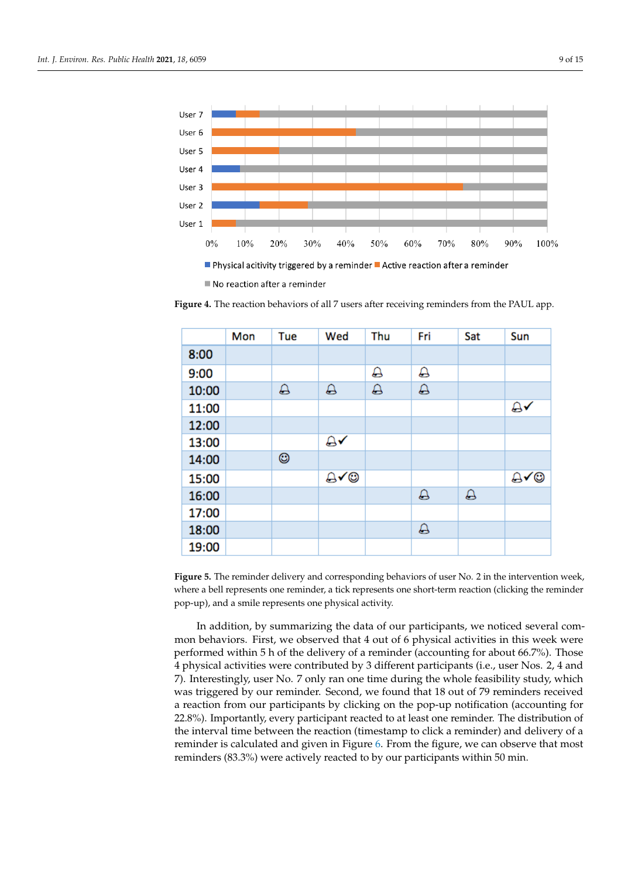**Figure 4.** The reaction behaviors of all 7 users after receiving reminders from the PAUL app.

| | Mon | Tue | Wed | Thu | Fri | Sat | Sun |
|---|---|---|---|---|---|---|---|
| 8:00 | | | | | | | |
| 9:00 | | | | 🔔 | 🔔 | | |
| 10:00 | | 🔔 | 🔔 | 🔔 | 🔔 | | |
| 11:00 | | | | | | | 🔔✓ |
| 12:00 | | | | | | | |
| 13:00 | | | 🔔✓ | | | | |
| 14:00 | | ☺ | | | | | |
| 15:00 | | | 🔔✓☺ | | | | 🔔✓☺ |
| 16:00 | | | | | 🔔 | 🔔 | |
| 17:00 | | | | | | | |
| 18:00 | | | | | 🔔 | | |
| 19:00 | | | | | | | |

**Figure 5.** The reminder delivery and corresponding behaviors of user No. 2 in the intervention week, where a bell represents one reminder, a tick represents one short-term reaction (clicking the reminder pop-up), and a smile represents one physical activity.

In addition, by summarizing the data of our participants, we noticed several common behaviors. First, we observed that 4 out of 6 physical activities in this week were performed within 5 h of the delivery of a reminder (accounting for about 66.7%). Those 4 physical activities were contributed by 3 different participants (i.e., user Nos. 2, 4 and 7). Interestingly, user No. 7 only ran one time during the whole feasibility study, which was triggered by our reminder. Second, we found that 18 out of 79 reminders received a reaction from our participants by clicking on the pop-up notification (accounting for 22.8%). Importantly, every participant reacted to at least one reminder. The distribution of the interval time between the reaction (timestamp to click a reminder) and delivery of a reminder is calculated and given in Figure 6. From the figure, we can observe that most reminders (83.3%) were actively reacted to by our participants within 50 min.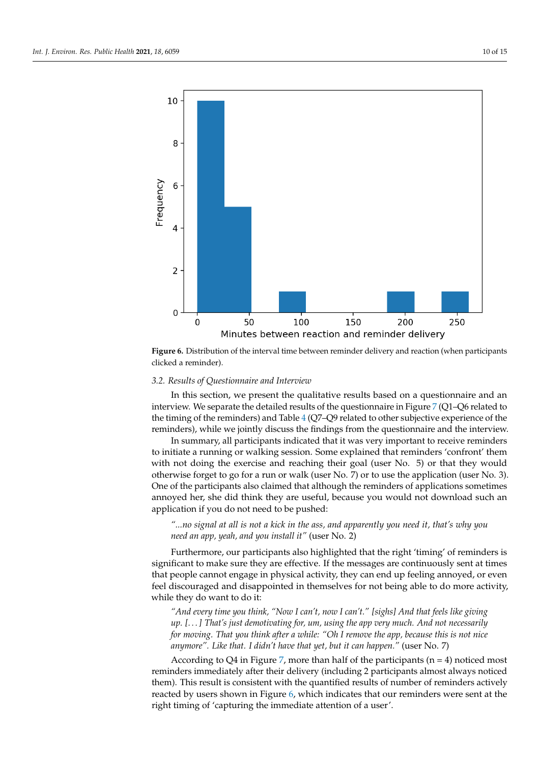**Figure 6.** Distribution of the interval time between reminder delivery and reaction (when participants clicked a reminder).

### 3.2. Results of Questionnaire and Interview

In this section, we present the qualitative results based on a questionnaire and an interview. We separate the detailed results of the questionnaire in Figure 7 (Q1–Q6 related to the timing of the reminders) and Table 4 (Q7–Q9 related to other subjective experience of the reminders), while we jointly discuss the findings from the questionnaire and the interview.

In summary, all participants indicated that it was very important to receive reminders to initiate a running or walking session. Some explained that reminders 'confront' them with not doing the exercise and reaching their goal (user No. 5) or that they would otherwise forget to go for a run or walk (user No. 7) or to use the application (user No. 3). One of the participants also claimed that although the reminders of applications sometimes annoyed her, she did think they are useful, because you would not download such an application if you do not need to be pushed:

> *"...no signal at all is not a kick in the ass, and apparently you need it, that's why you need an app, yeah, and you install it"* (user No. 2)

Furthermore, our participants also highlighted that the right 'timing' of reminders is significant to make sure they are effective. If the messages are continuously sent at times that people cannot engage in physical activity, they can end up feeling annoyed, or even feel discouraged and disappointed in themselves for not being able to do more activity, while they do want to do it:

> *"And every time you think, "Now I can't, now I can't." [sighs] And that feels like giving up. [. . . ] That's just demotivating for, um, using the app very much. And not necessarily for moving. That you think after a while: "Oh I remove the app, because this is not nice anymore". Like that. I didn't have that yet, but it can happen."* (user No. 7)

According to Q4 in Figure 7, more than half of the participants (n = 4) noticed most reminders immediately after their delivery (including 2 participants almost always noticed them). This result is consistent with the quantified results of number of reminders actively reacted by users shown in Figure 6, which indicates that our reminders were sent at the right timing of 'capturing the immediate attention of a user'.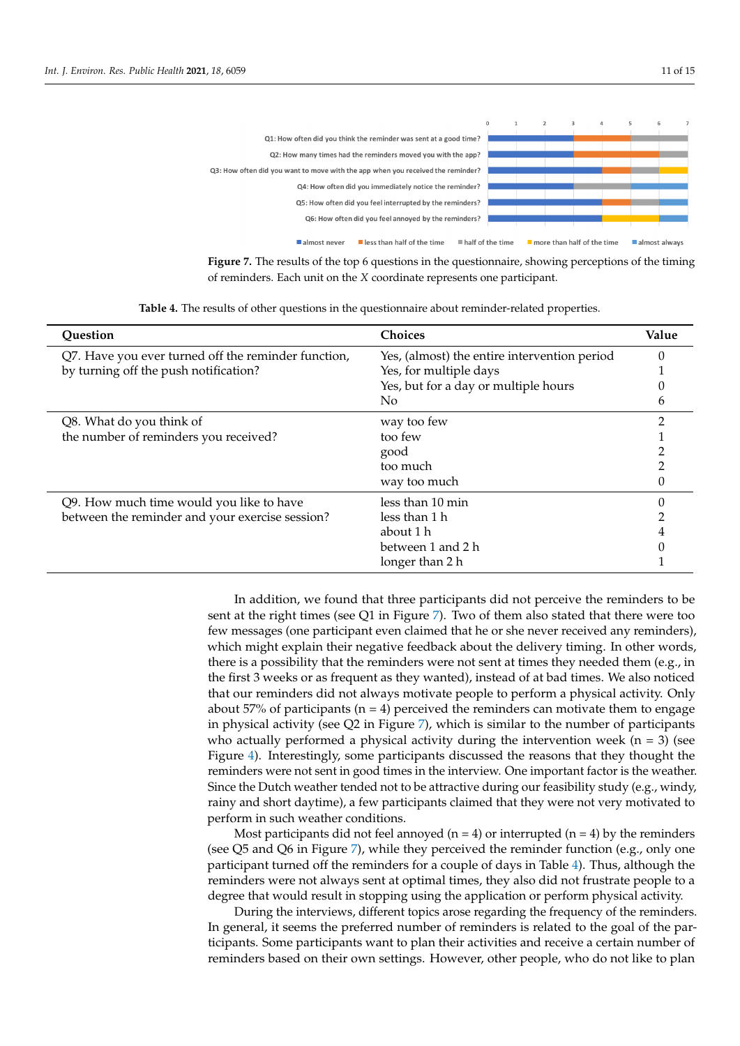**Figure 7.** The results of the top 6 questions in the questionnaire, showing perceptions of the timing of reminders. Each unit on the *X* coordinate represents one participant.

**Table 4.** The results of other questions in the questionnaire about reminder-related properties.

| Question | Choices | Value |
|---|---|---|
| Q7. Have you ever turned off the reminder function, by turning off the push notification? | Yes, (almost) the entire intervention period | 0 |
| | Yes, for multiple days | 1 |
| | Yes, but for a day or multiple hours | 0 |
| | No | 6 |
| Q8. What do you think of the number of reminders you received? | way too few | 2 |
| | too few | 1 |
| | good | 2 |
| | too much | 2 |
| | way too much | 0 |
| Q9. How much time would you like to have between the reminder and your exercise session? | less than 10 min | 0 |
| | less than 1 h | 2 |
| | about 1 h | 4 |
| | between 1 and 2 h | 0 |
| | longer than 2 h | 1 |

In addition, we found that three participants did not perceive the reminders to be sent at the right times (see Q1 in Figure 7). Two of them also stated that there were too few messages (one participant even claimed that he or she never received any reminders), which might explain their negative feedback about the delivery timing. In other words, there is a possibility that the reminders were not sent at times they needed them (e.g., in the first 3 weeks or as frequent as they wanted), instead of at bad times. We also noticed that our reminders did not always motivate people to perform a physical activity. Only about 57% of participants (n = 4) perceived the reminders can motivate them to engage in physical activity (see Q2 in Figure 7), which is similar to the number of participants who actually performed a physical activity during the intervention week (n = 3) (see Figure 4). Interestingly, some participants discussed the reasons that they thought the reminders were not sent in good times in the interview. One important factor is the weather. Since the Dutch weather tended not to be attractive during our feasibility study (e.g., windy, rainy and short daytime), a few participants claimed that they were not very motivated to perform in such weather conditions.

Most participants did not feel annoyed (n = 4) or interrupted (n = 4) by the reminders (see Q5 and Q6 in Figure 7), while they perceived the reminder function (e.g., only one participant turned off the reminders for a couple of days in Table 4). Thus, although the reminders were not always sent at optimal times, they also did not frustrate people to a degree that would result in stopping using the application or perform physical activity.

During the interviews, different topics arose regarding the frequency of the reminders. In general, it seems the preferred number of reminders is related to the goal of the participants. Some participants want to plan their activities and receive a certain number of reminders based on their own settings. However, other people, who do not like to plan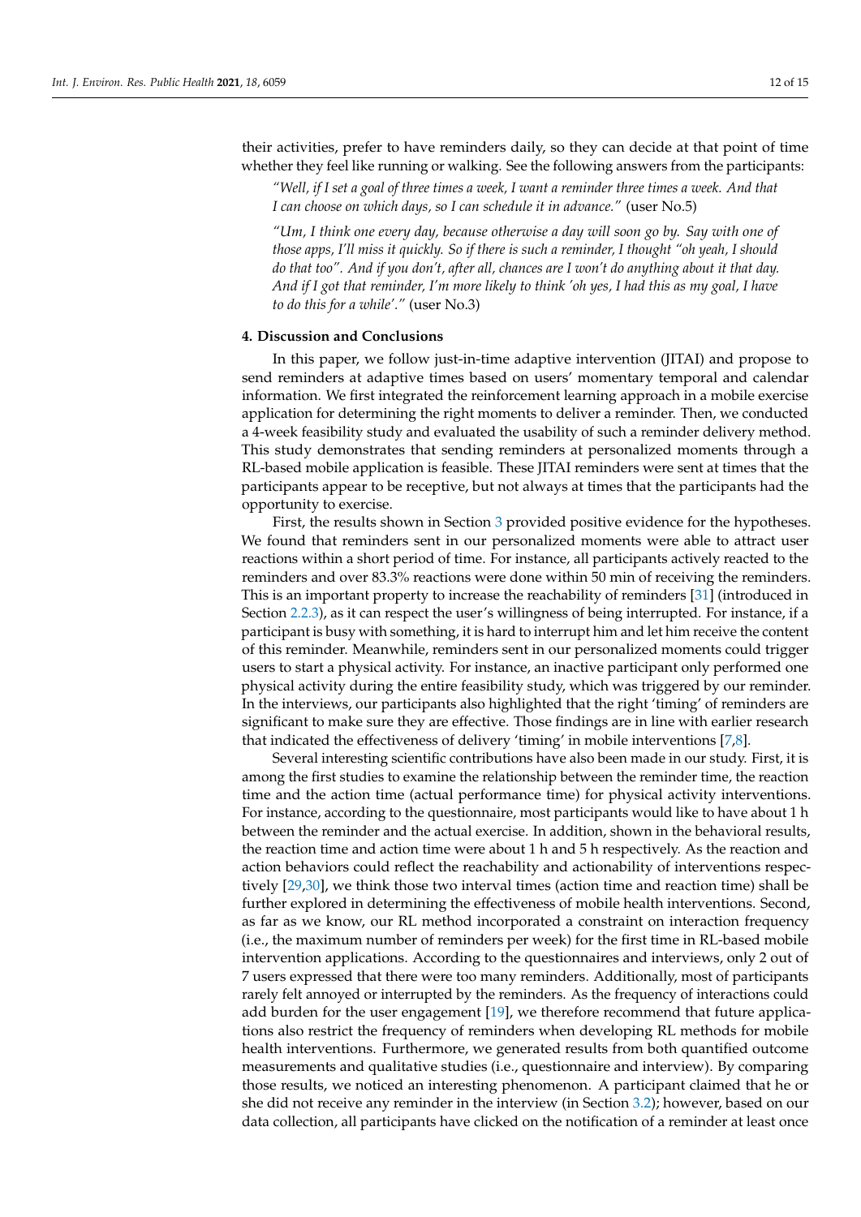their activities, prefer to have reminders daily, so they can decide at that point of time whether they feel like running or walking. See the following answers from the participants:

> *"Well, if I set a goal of three times a week, I want a reminder three times a week. And that I can choose on which days, so I can schedule it in advance."* (user No.5)

> *"Um, I think one every day, because otherwise a day will soon go by. Say with one of those apps, I'll miss it quickly. So if there is such a reminder, I thought "oh yeah, I should do that too". And if you don't, after all, chances are I won't do anything about it that day. And if I got that reminder, I'm more likely to think 'oh yes, I had this as my goal, I have to do this for a while'."* (user No.3)

## 4. Discussion and Conclusions

In this paper, we follow just-in-time adaptive intervention (JITAI) and propose to send reminders at adaptive times based on users' momentary temporal and calendar information. We first integrated the reinforcement learning approach in a mobile exercise application for determining the right moments to deliver a reminder. Then, we conducted a 4-week feasibility study and evaluated the usability of such a reminder delivery method. This study demonstrates that sending reminders at personalized moments through a RL-based mobile application is feasible. These JITAI reminders were sent at times that the participants appear to be receptive, but not always at times that the participants had the opportunity to exercise.

First, the results shown in Section 3 provided positive evidence for the hypotheses. We found that reminders sent in our personalized moments were able to attract user reactions within a short period of time. For instance, all participants actively reacted to the reminders and over 83.3% reactions were done within 50 min of receiving the reminders. This is an important property to increase the reachability of reminders [31] (introduced in Section 2.2.3), as it can respect the user's willingness of being interrupted. For instance, if a participant is busy with something, it is hard to interrupt him and let him receive the content of this reminder. Meanwhile, reminders sent in our personalized moments could trigger users to start a physical activity. For instance, an inactive participant only performed one physical activity during the entire feasibility study, which was triggered by our reminder. In the interviews, our participants also highlighted that the right 'timing' of reminders are significant to make sure they are effective. Those findings are in line with earlier research that indicated the effectiveness of delivery 'timing' in mobile interventions [7,8].

Several interesting scientific contributions have also been made in our study. First, it is among the first studies to examine the relationship between the reminder time, the reaction time and the action time (actual performance time) for physical activity interventions. For instance, according to the questionnaire, most participants would like to have about 1 h between the reminder and the actual exercise. In addition, shown in the behavioral results, the reaction time and action time were about 1 h and 5 h respectively. As the reaction and action behaviors could reflect the reachability and actionability of interventions respectively [29,30], we think those two interval times (action time and reaction time) shall be further explored in determining the effectiveness of mobile health interventions. Second, as far as we know, our RL method incorporated a constraint on interaction frequency (i.e., the maximum number of reminders per week) for the first time in RL-based mobile intervention applications. According to the questionnaires and interviews, only 2 out of 7 users expressed that there were too many reminders. Additionally, most of participants rarely felt annoyed or interrupted by the reminders. As the frequency of interactions could add burden for the user engagement [19], we therefore recommend that future applications also restrict the frequency of reminders when developing RL methods for mobile health interventions. Furthermore, we generated results from both quantified outcome measurements and qualitative studies (i.e., questionnaire and interview). By comparing those results, we noticed an interesting phenomenon. A participant claimed that he or she did not receive any reminder in the interview (in Section 3.2); however, based on our data collection, all participants have clicked on the notification of a reminder at least once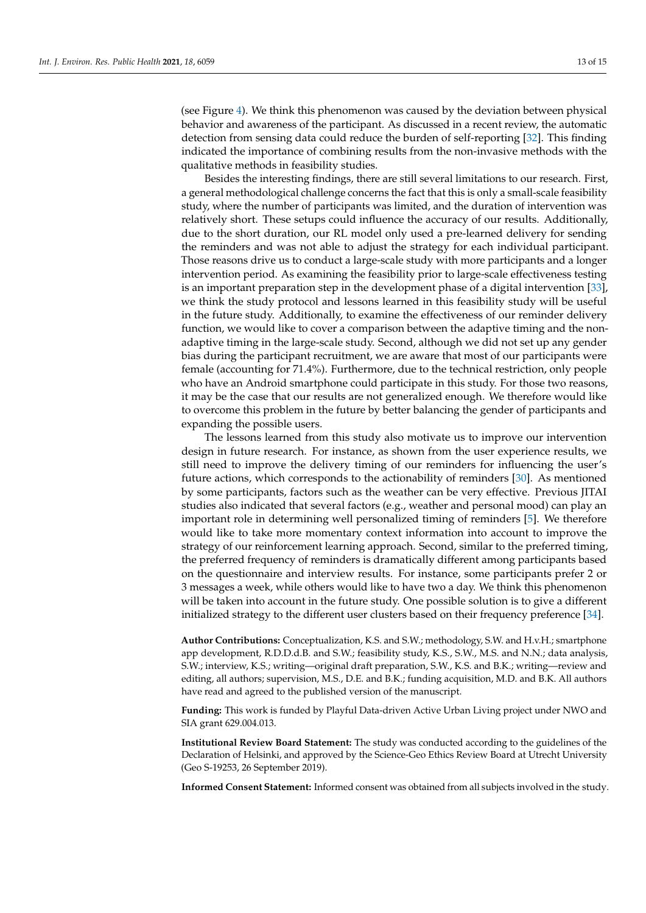(see Figure 4). We think this phenomenon was caused by the deviation between physical behavior and awareness of the participant. As discussed in a recent review, the automatic detection from sensing data could reduce the burden of self-reporting [32]. This finding indicated the importance of combining results from the non-invasive methods with the qualitative methods in feasibility studies.

Besides the interesting findings, there are still several limitations to our research. First, a general methodological challenge concerns the fact that this is only a small-scale feasibility study, where the number of participants was limited, and the duration of intervention was relatively short. These setups could influence the accuracy of our results. Additionally, due to the short duration, our RL model only used a pre-learned delivery for sending the reminders and was not able to adjust the strategy for each individual participant. Those reasons drive us to conduct a large-scale study with more participants and a longer intervention period. As examining the feasibility prior to large-scale effectiveness testing is an important preparation step in the development phase of a digital intervention [33], we think the study protocol and lessons learned in this feasibility study will be useful in the future study. Additionally, to examine the effectiveness of our reminder delivery function, we would like to cover a comparison between the adaptive timing and the non-adaptive timing in the large-scale study. Second, although we did not set up any gender bias during the participant recruitment, we are aware that most of our participants were female (accounting for 71.4%). Furthermore, due to the technical restriction, only people who have an Android smartphone could participate in this study. For those two reasons, it may be the case that our results are not generalized enough. We therefore would like to overcome this problem in the future by better balancing the gender of participants and expanding the possible users.

The lessons learned from this study also motivate us to improve our intervention design in future research. For instance, as shown from the user experience results, we still need to improve the delivery timing of our reminders for influencing the user's future actions, which corresponds to the actionability of reminders [30]. As mentioned by some participants, factors such as the weather can be very effective. Previous JITAI studies also indicated that several factors (e.g., weather and personal mood) can play an important role in determining well personalized timing of reminders [5]. We therefore would like to take more momentary context information into account to improve the strategy of our reinforcement learning approach. Second, similar to the preferred timing, the preferred frequency of reminders is dramatically different among participants based on the questionnaire and interview results. For instance, some participants prefer 2 or 3 messages a week, while others would like to have two a day. We think this phenomenon will be taken into account in the future study. One possible solution is to give a different initialized strategy to the different user clusters based on their frequency preference [34].

**Author Contributions:** Conceptualization, K.S. and S.W.; methodology, S.W. and H.v.H.; smartphone app development, R.D.D.d.B. and S.W.; feasibility study, K.S., S.W., M.S. and N.N.; data analysis, S.W.; interview, K.S.; writing—original draft preparation, S.W., K.S. and B.K.; writing—review and editing, all authors; supervision, M.S., D.E. and B.K.; funding acquisition, M.D. and B.K. All authors have read and agreed to the published version of the manuscript.

**Funding:** This work is funded by Playful Data-driven Active Urban Living project under NWO and SIA grant 629.004.013.

**Institutional Review Board Statement:** The study was conducted according to the guidelines of the Declaration of Helsinki, and approved by the Science-Geo Ethics Review Board at Utrecht University (Geo S-19253, 26 September 2019).

**Informed Consent Statement:** Informed consent was obtained from all subjects involved in the study.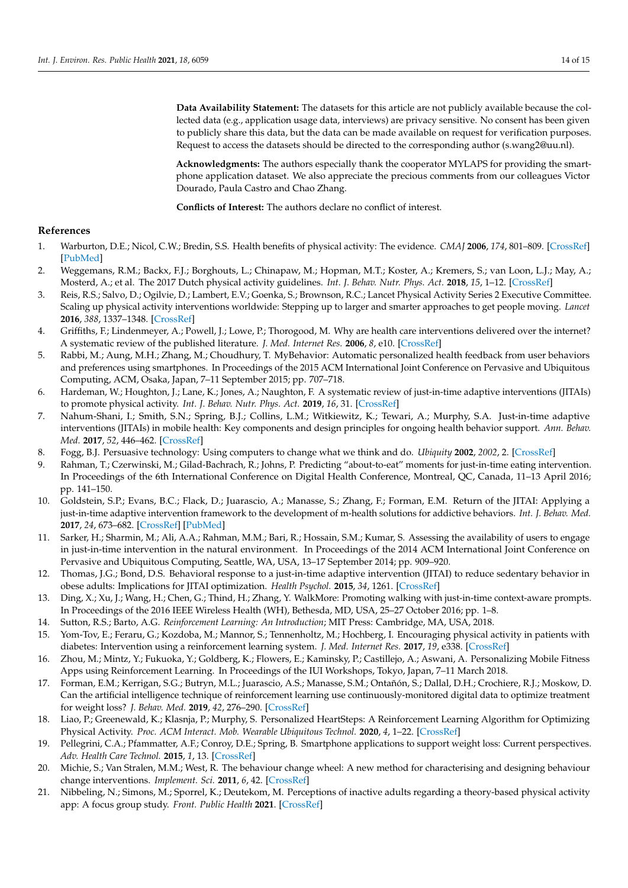**Data Availability Statement:** The datasets for this article are not publicly available because the collected data (e.g., application usage data, interviews) are privacy sensitive. No consent has been given to publicly share this data, but the data can be made available on request for verification purposes. Request to access the datasets should be directed to the corresponding author (s.wang2@uu.nl).

**Acknowledgments:** The authors especially thank the cooperator MYLAPS for providing the smartphone application dataset. We also appreciate the precious comments from our colleagues Victor Dourado, Paula Castro and Chao Zhang.

**Conflicts of Interest:** The authors declare no conflict of interest.

## References

1. Warburton, D.E.; Nicol, C.W.; Bredin, S.S. Health benefits of physical activity: The evidence. *CMAJ* **2006**, *174*, 801–809. [CrossRef] [PubMed]
2. Weggemans, R.M.; Backx, F.J.; Borghouts, L.; Chinapaw, M.; Hopman, M.T.; Koster, A.; Kremers, S.; van Loon, L.J.; May, A.; Mosterd, A.; et al. The 2017 Dutch physical activity guidelines. *Int. J. Behav. Nutr. Phys. Act.* **2018**, *15*, 1–12. [CrossRef]
3. Reis, R.S.; Salvo, D.; Ogilvie, D.; Lambert, E.V.; Goenka, S.; Brownson, R.C.; Lancet Physical Activity Series 2 Executive Committee. Scaling up physical activity interventions worldwide: Stepping up to larger and smarter approaches to get people moving. *Lancet* **2016**, *388*, 1337–1348. [CrossRef]
4. Griffiths, F.; Lindenmeyer, A.; Powell, J.; Lowe, P.; Thorogood, M. Why are health care interventions delivered over the internet? A systematic review of the published literature. *J. Med. Internet Res.* **2006**, *8*, e10. [CrossRef]
5. Rabbi, M.; Aung, M.H.; Zhang, M.; Choudhury, T. MyBehavior: Automatic personalized health feedback from user behaviors and preferences using smartphones. In Proceedings of the 2015 ACM International Joint Conference on Pervasive and Ubiquitous Computing, ACM, Osaka, Japan, 7–11 September 2015; pp. 707–718.
6. Hardeman, W.; Houghton, J.; Lane, K.; Jones, A.; Naughton, F. A systematic review of just-in-time adaptive interventions (JITAIs) to promote physical activity. *Int. J. Behav. Nutr. Phys. Act.* **2019**, *16*, 31. [CrossRef]
7. Nahum-Shani, I.; Smith, S.N.; Spring, B.J.; Collins, L.M.; Witkiewitz, K.; Tewari, A.; Murphy, S.A. Just-in-time adaptive interventions (JITAIs) in mobile health: Key components and design principles for ongoing health behavior support. *Ann. Behav. Med.* **2017**, *52*, 446–462. [CrossRef]
8. Fogg, B.J. Persuasive technology: Using computers to change what we think and do. *Ubiquity* **2002**, *2002*, 2. [CrossRef]
9. Rahman, T.; Czerwinski, M.; Gilad-Bachrach, R.; Johns, P. Predicting "about-to-eat" moments for just-in-time eating intervention. In Proceedings of the 6th International Conference on Digital Health Conference, Montreal, QC, Canada, 11–13 April 2016; pp. 141–150.
10. Goldstein, S.P.; Evans, B.C.; Flack, D.; Juarascio, A.; Manasse, S.; Zhang, F.; Forman, E.M. Return of the JITAI: Applying a just-in-time adaptive intervention framework to the development of m-health solutions for addictive behaviors. *Int. J. Behav. Med.* **2017**, *24*, 673–682. [CrossRef] [PubMed]
11. Sarker, H.; Sharmin, M.; Ali, A.A.; Rahman, M.M.; Bari, R.; Hossain, S.M.; Kumar, S. Assessing the availability of users to engage in just-in-time intervention in the natural environment. In Proceedings of the 2014 ACM International Joint Conference on Pervasive and Ubiquitous Computing, Seattle, WA, USA, 13–17 September 2014; pp. 909–920.
12. Thomas, J.G.; Bond, D.S. Behavioral response to a just-in-time adaptive intervention (JITAI) to reduce sedentary behavior in obese adults: Implications for JITAI optimization. *Health Psychol.* **2015**, *34*, 1261. [CrossRef]
13. Ding, X.; Xu, J.; Wang, H.; Chen, G.; Thind, H.; Zhang, Y. WalkMore: Promoting walking with just-in-time context-aware prompts. In Proceedings of the 2016 IEEE Wireless Health (WH), Bethesda, MD, USA, 25–27 October 2016; pp. 1–8.
14. Sutton, R.S.; Barto, A.G. *Reinforcement Learning: An Introduction*; MIT Press: Cambridge, MA, USA, 2018.
15. Yom-Tov, E.; Feraru, G.; Kozdoba, M.; Mannor, S.; Tennenholtz, M.; Hochberg, I. Encouraging physical activity in patients with diabetes: Intervention using a reinforcement learning system. *J. Med. Internet Res.* **2017**, *19*, e338. [CrossRef]
16. Zhou, M.; Mintz, Y.; Fukuoka, Y.; Goldberg, K.; Flowers, E.; Kaminsky, P.; Castillejo, A.; Aswani, A. Personalizing Mobile Fitness Apps using Reinforcement Learning. In Proceedings of the IUI Workshops, Tokyo, Japan, 7–11 March 2018.
17. Forman, E.M.; Kerrigan, S.G.; Butryn, M.L.; Juarascio, A.S.; Manasse, S.M.; Ontañón, S.; Dallal, D.H.; Crochiere, R.J.; Moskow, D. Can the artificial intelligence technique of reinforcement learning use continuously-monitored digital data to optimize treatment for weight loss? *J. Behav. Med.* **2019**, *42*, 276–290. [CrossRef]
18. Liao, P.; Greenewald, K.; Klasnja, P.; Murphy, S. Personalized HeartSteps: A Reinforcement Learning Algorithm for Optimizing Physical Activity. *Proc. ACM Interact. Mob. Wearable Ubiquitous Technol.* **2020**, *4*, 1–22. [CrossRef]
19. Pellegrini, C.A.; Pfammatter, A.F.; Conroy, D.E.; Spring, B. Smartphone applications to support weight loss: Current perspectives. *Adv. Health Care Technol.* **2015**, *1*, 13. [CrossRef]
20. Michie, S.; Van Stralen, M.M.; West, R. The behaviour change wheel: A new method for characterising and designing behaviour change interventions. *Implement. Sci.* **2011**, *6*, 42. [CrossRef]
21. Nibbeling, N.; Simons, M.; Sporrel, K.; Deutekom, M. Perceptions of inactive adults regarding a theory-based physical activity app: A focus group study. *Front. Public Health* **2021**. [CrossRef]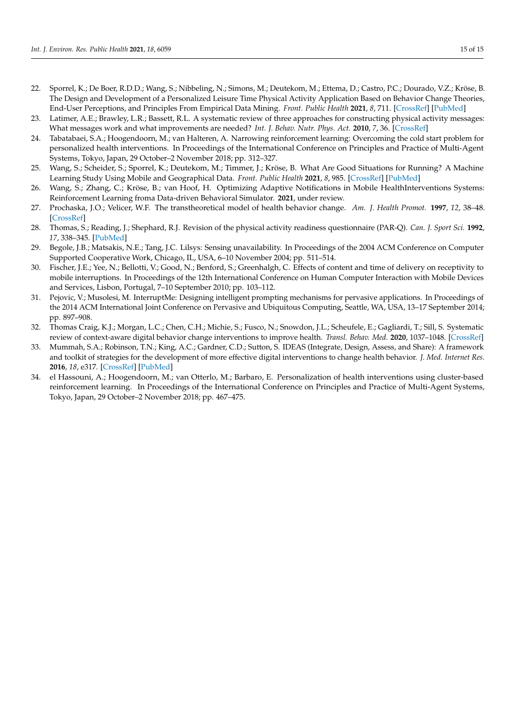22. Sporrel, K.; De Boer, R.D.D.; Wang, S.; Nibbeling, N.; Simons, M.; Deutekom, M.; Ettema, D.; Castro, P.C.; Dourado, V.Z.; Kröse, B. The Design and Development of a Personalized Leisure Time Physical Activity Application Based on Behavior Change Theories, End-User Perceptions, and Principles From Empirical Data Mining. *Front. Public Health* **2021**, *8*, 711. [CrossRef] [PubMed]
23. Latimer, A.E.; Brawley, L.R.; Bassett, R.L. A systematic review of three approaches for constructing physical activity messages: What messages work and what improvements are needed? *Int. J. Behav. Nutr. Phys. Act.* **2010**, *7*, 36. [CrossRef]
24. Tabatabaei, S.A.; Hoogendoorn, M.; van Halteren, A. Narrowing reinforcement learning: Overcoming the cold start problem for personalized health interventions. In Proceedings of the International Conference on Principles and Practice of Multi-Agent Systems, Tokyo, Japan, 29 October–2 November 2018; pp. 312–327.
25. Wang, S.; Scheider, S.; Sporrel, K.; Deutekom, M.; Timmer, J.; Kröse, B. What Are Good Situations for Running? A Machine Learning Study Using Mobile and Geographical Data. *Front. Public Health* **2021**, *8*, 985. [CrossRef] [PubMed]
26. Wang, S.; Zhang, C.; Kröse, B.; van Hoof, H. Optimizing Adaptive Notifications in Mobile HealthInterventions Systems: Reinforcement Learning froma Data-driven Behavioral Simulator. **2021**, under review.
27. Prochaska, J.O.; Velicer, W.F. The transtheoretical model of health behavior change. *Am. J. Health Promot.* **1997**, *12*, 38–48. [CrossRef]
28. Thomas, S.; Reading, J.; Shephard, R.J. Revision of the physical activity readiness questionnaire (PAR-Q). *Can. J. Sport Sci.* **1992**, *17*, 338–345. [PubMed]
29. Begole, J.B.; Matsakis, N.E.; Tang, J.C. Lilsys: Sensing unavailability. In Proceedings of the 2004 ACM Conference on Computer Supported Cooperative Work, Chicago, IL, USA, 6–10 November 2004; pp. 511–514.
30. Fischer, J.E.; Yee, N.; Bellotti, V.; Good, N.; Benford, S.; Greenhalgh, C. Effects of content and time of delivery on receptivity to mobile interruptions. In Proceedings of the 12th International Conference on Human Computer Interaction with Mobile Devices and Services, Lisbon, Portugal, 7–10 September 2010; pp. 103–112.
31. Pejovic, V.; Musolesi, M. InterruptMe: Designing intelligent prompting mechanisms for pervasive applications. In Proceedings of the 2014 ACM International Joint Conference on Pervasive and Ubiquitous Computing, Seattle, WA, USA, 13–17 September 2014; pp. 897–908.
32. Thomas Craig, K.J.; Morgan, L.C.; Chen, C.H.; Michie, S.; Fusco, N.; Snowdon, J.L.; Scheufele, E.; Gagliardi, T.; Sill, S. Systematic review of context-aware digital behavior change interventions to improve health. *Transl. Behav. Med.* **2020**, 1037–1048. [CrossRef]
33. Mummah, S.A.; Robinson, T.N.; King, A.C.; Gardner, C.D.; Sutton, S. IDEAS (Integrate, Design, Assess, and Share): A framework and toolkit of strategies for the development of more effective digital interventions to change health behavior. *J. Med. Internet Res.* **2016**, *18*, e317. [CrossRef] [PubMed]
34. el Hassouni, A.; Hoogendoorn, M.; van Otterlo, M.; Barbaro, E. Personalization of health interventions using cluster-based reinforcement learning. In Proceedings of the International Conference on Principles and Practice of Multi-Agent Systems, Tokyo, Japan, 29 October–2 November 2018; pp. 467–475.